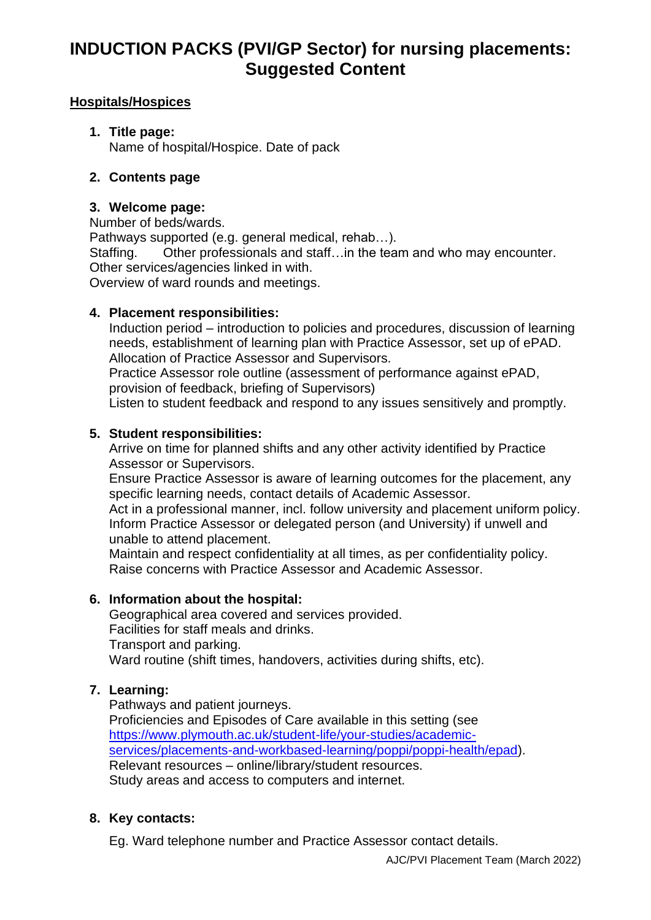# INDUCTION PACKS (PVI/GP Sector) for nursing placements: Suggested Content

## Hospitals/Hospices

1. **Title page:**
   Name of hospital/Hospice. Date of pack

2. **Contents page**

3. **Welcome page:**
   Number of beds/wards.
   Pathways supported (e.g. general medical, rehab…).
   Staffing. Other professionals and staff…in the team and who may encounter.
   Other services/agencies linked in with.
   Overview of ward rounds and meetings.

4. **Placement responsibilities:**
   Induction period – introduction to policies and procedures, discussion of learning needs, establishment of learning plan with Practice Assessor, set up of ePAD.
   Allocation of Practice Assessor and Supervisors.
   Practice Assessor role outline (assessment of performance against ePAD, provision of feedback, briefing of Supervisors)
   Listen to student feedback and respond to any issues sensitively and promptly.

5. **Student responsibilities:**
   Arrive on time for planned shifts and any other activity identified by Practice Assessor or Supervisors.
   Ensure Practice Assessor is aware of learning outcomes for the placement, any specific learning needs, contact details of Academic Assessor.
   Act in a professional manner, incl. follow university and placement uniform policy.
   Inform Practice Assessor or delegated person (and University) if unwell and unable to attend placement.
   Maintain and respect confidentiality at all times, as per confidentiality policy.
   Raise concerns with Practice Assessor and Academic Assessor.

6. **Information about the hospital:**
   Geographical area covered and services provided.
   Facilities for staff meals and drinks.
   Transport and parking.
   Ward routine (shift times, handovers, activities during shifts, etc).

7. **Learning:**
   Pathways and patient journeys.
   Proficiencies and Episodes of Care available in this setting (see [https://www.plymouth.ac.uk/student-life/your-studies/academic-services/placements-and-workbased-learning/poppi/poppi-health/epad](https://www.plymouth.ac.uk/student-life/your-studies/academic-services/placements-and-workbased-learning/poppi/poppi-health/epad)).
   Relevant resources – online/library/student resources.
   Study areas and access to computers and internet.

8. **Key contacts:**
   Eg. Ward telephone number and Practice Assessor contact details.

AJC/PVI Placement Team (March 2022)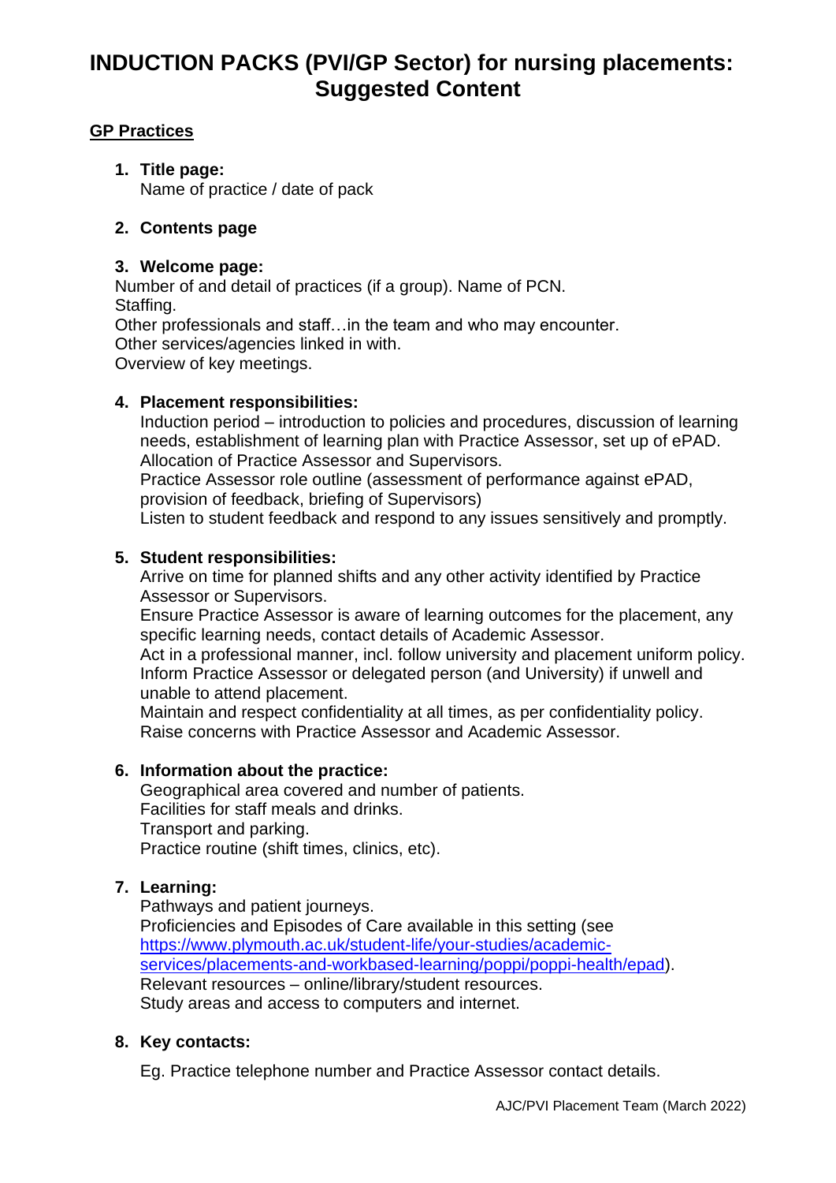# INDUCTION PACKS (PVI/GP Sector) for nursing placements: Suggested Content

## GP Practices

1. **Title page:**
   Name of practice / date of pack

2. **Contents page**

3. **Welcome page:**
   Number of and detail of practices (if a group). Name of PCN.
   Staffing.
   Other professionals and staff…in the team and who may encounter.
   Other services/agencies linked in with.
   Overview of key meetings.

4. **Placement responsibilities:**
   Induction period – introduction to policies and procedures, discussion of learning needs, establishment of learning plan with Practice Assessor, set up of ePAD.
   Allocation of Practice Assessor and Supervisors.
   Practice Assessor role outline (assessment of performance against ePAD, provision of feedback, briefing of Supervisors)
   Listen to student feedback and respond to any issues sensitively and promptly.

5. **Student responsibilities:**
   Arrive on time for planned shifts and any other activity identified by Practice Assessor or Supervisors.
   Ensure Practice Assessor is aware of learning outcomes for the placement, any specific learning needs, contact details of Academic Assessor.
   Act in a professional manner, incl. follow university and placement uniform policy.
   Inform Practice Assessor or delegated person (and University) if unwell and unable to attend placement.
   Maintain and respect confidentiality at all times, as per confidentiality policy.
   Raise concerns with Practice Assessor and Academic Assessor.

6. **Information about the practice:**
   Geographical area covered and number of patients.
   Facilities for staff meals and drinks.
   Transport and parking.
   Practice routine (shift times, clinics, etc).

7. **Learning:**
   Pathways and patient journeys.
   Proficiencies and Episodes of Care available in this setting (see [https://www.plymouth.ac.uk/student-life/your-studies/academic-services/placements-and-workbased-learning/poppi/poppi-health/epad](https://www.plymouth.ac.uk/student-life/your-studies/academic-services/placements-and-workbased-learning/poppi/poppi-health/epad)).
   Relevant resources – online/library/student resources.
   Study areas and access to computers and internet.

8. **Key contacts:**

   Eg. Practice telephone number and Practice Assessor contact details.

AJC/PVI Placement Team (March 2022)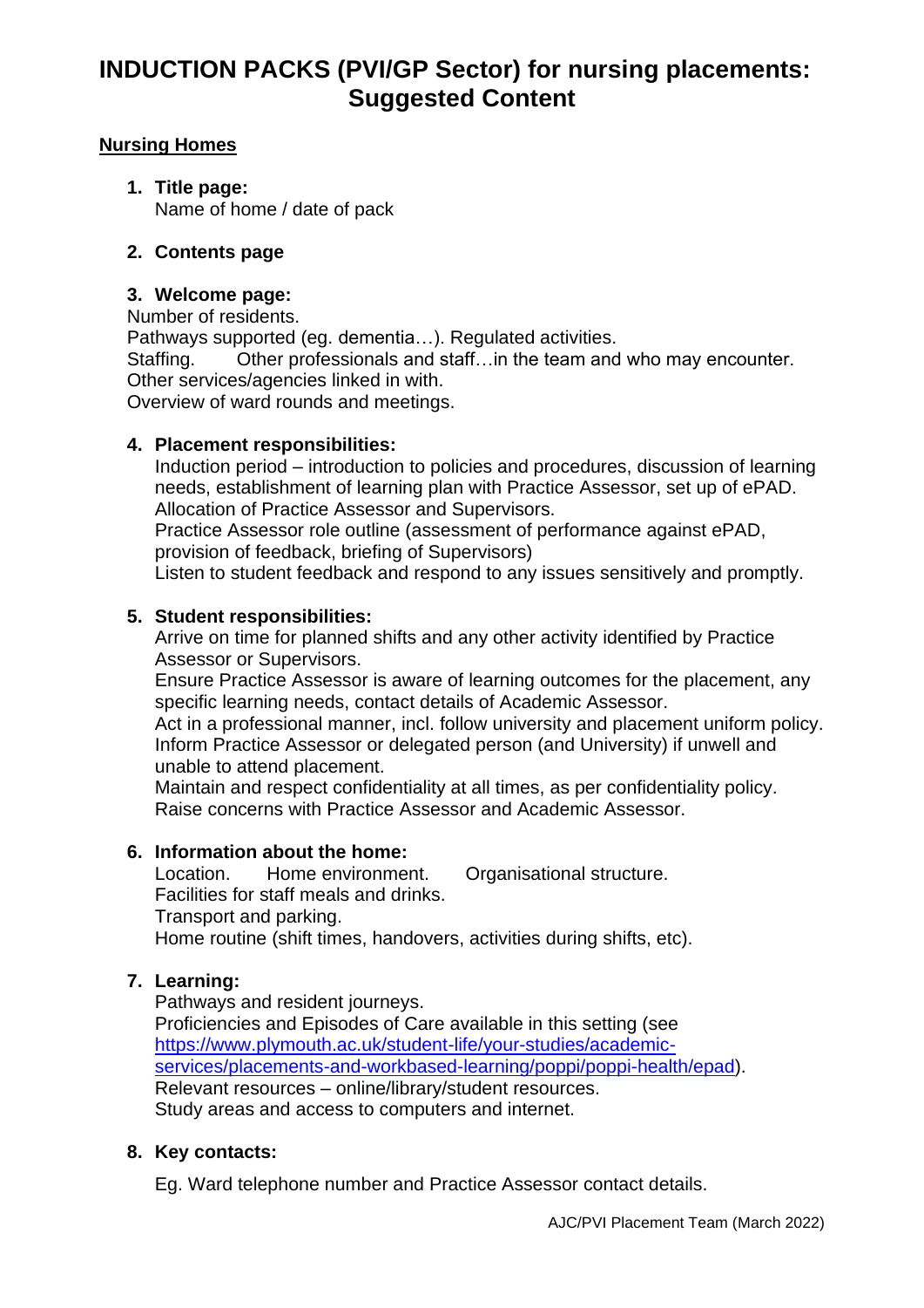# INDUCTION PACKS (PVI/GP Sector) for nursing placements: Suggested Content

**Nursing Homes**

1. **Title page:**
   Name of home / date of pack

2. **Contents page**

3. **Welcome page:**
   Number of residents.
   Pathways supported (eg. dementia…). Regulated activities.
   Staffing. Other professionals and staff…in the team and who may encounter.
   Other services/agencies linked in with.
   Overview of ward rounds and meetings.

4. **Placement responsibilities:**
   Induction period – introduction to policies and procedures, discussion of learning needs, establishment of learning plan with Practice Assessor, set up of ePAD.
   Allocation of Practice Assessor and Supervisors.
   Practice Assessor role outline (assessment of performance against ePAD, provision of feedback, briefing of Supervisors)
   Listen to student feedback and respond to any issues sensitively and promptly.

5. **Student responsibilities:**
   Arrive on time for planned shifts and any other activity identified by Practice Assessor or Supervisors.
   Ensure Practice Assessor is aware of learning outcomes for the placement, any specific learning needs, contact details of Academic Assessor.
   Act in a professional manner, incl. follow university and placement uniform policy.
   Inform Practice Assessor or delegated person (and University) if unwell and unable to attend placement.
   Maintain and respect confidentiality at all times, as per confidentiality policy.
   Raise concerns with Practice Assessor and Academic Assessor.

6. **Information about the home:**
   Location. Home environment. Organisational structure.
   Facilities for staff meals and drinks.
   Transport and parking.
   Home routine (shift times, handovers, activities during shifts, etc).

7. **Learning:**
   Pathways and resident journeys.
   Proficiencies and Episodes of Care available in this setting (see [https://www.plymouth.ac.uk/student-life/your-studies/academic-services/placements-and-workbased-learning/poppi/poppi-health/epad](https://www.plymouth.ac.uk/student-life/your-studies/academic-services/placements-and-workbased-learning/poppi/poppi-health/epad)).
   Relevant resources – online/library/student resources.
   Study areas and access to computers and internet.

8. **Key contacts:**

   Eg. Ward telephone number and Practice Assessor contact details.

AJC/PVI Placement Team (March 2022)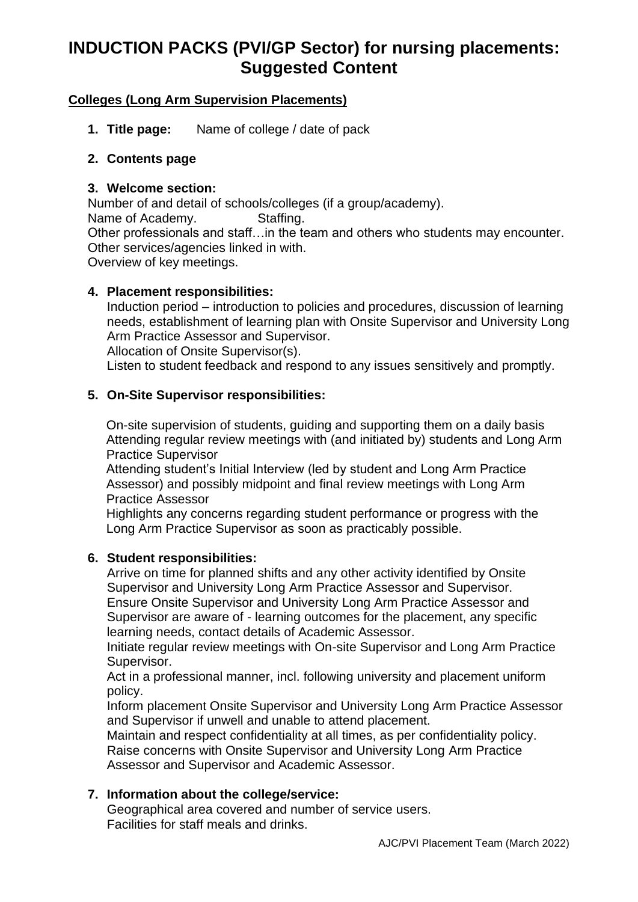# INDUCTION PACKS (PVI/GP Sector) for nursing placements: Suggested Content

**Colleges (Long Arm Supervision Placements)**

1. **Title page:** Name of college / date of pack

2. **Contents page**

3. **Welcome section:**

Number of and detail of schools/colleges (if a group/academy).
Name of Academy. Staffing.
Other professionals and staff…in the team and others who students may encounter.
Other services/agencies linked in with.
Overview of key meetings.

4. **Placement responsibilities:**

Induction period – introduction to policies and procedures, discussion of learning needs, establishment of learning plan with Onsite Supervisor and University Long Arm Practice Assessor and Supervisor.
Allocation of Onsite Supervisor(s).
Listen to student feedback and respond to any issues sensitively and promptly.

5. **On-Site Supervisor responsibilities:**

On-site supervision of students, guiding and supporting them on a daily basis
Attending regular review meetings with (and initiated by) students and Long Arm Practice Supervisor
Attending student's Initial Interview (led by student and Long Arm Practice Assessor) and possibly midpoint and final review meetings with Long Arm Practice Assessor
Highlights any concerns regarding student performance or progress with the Long Arm Practice Supervisor as soon as practicably possible.

6. **Student responsibilities:**

Arrive on time for planned shifts and any other activity identified by Onsite Supervisor and University Long Arm Practice Assessor and Supervisor.
Ensure Onsite Supervisor and University Long Arm Practice Assessor and Supervisor are aware of - learning outcomes for the placement, any specific learning needs, contact details of Academic Assessor.
Initiate regular review meetings with On-site Supervisor and Long Arm Practice Supervisor.
Act in a professional manner, incl. following university and placement uniform policy.
Inform placement Onsite Supervisor and University Long Arm Practice Assessor and Supervisor if unwell and unable to attend placement.
Maintain and respect confidentiality at all times, as per confidentiality policy.
Raise concerns with Onsite Supervisor and University Long Arm Practice Assessor and Supervisor and Academic Assessor.

7. **Information about the college/service:**

Geographical area covered and number of service users.
Facilities for staff meals and drinks.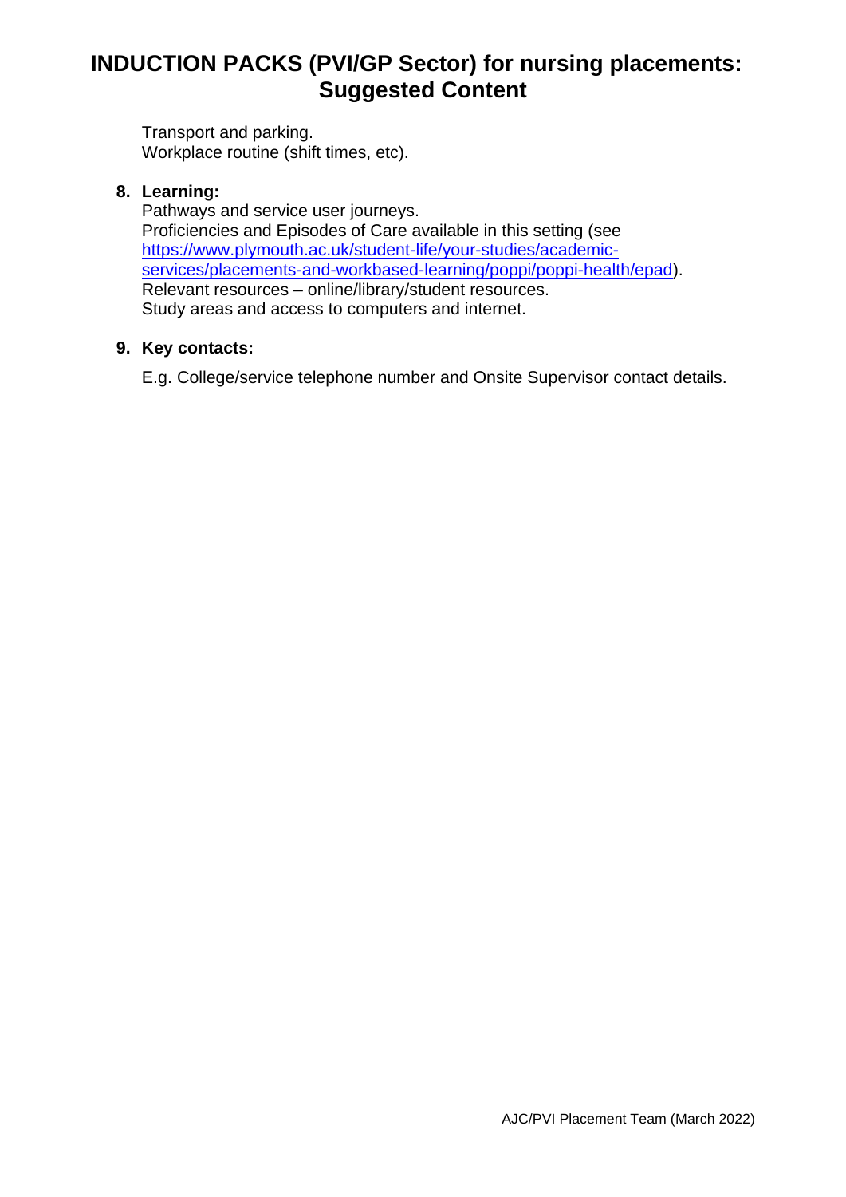# INDUCTION PACKS (PVI/GP Sector) for nursing placements: Suggested Content

Transport and parking.
Workplace routine (shift times, etc).

8. **Learning:**
   Pathways and service user journeys.
   Proficiencies and Episodes of Care available in this setting (see [https://www.plymouth.ac.uk/student-life/your-studies/academic-services/placements-and-workbased-learning/poppi/poppi-health/epad](https://www.plymouth.ac.uk/student-life/your-studies/academic-services/placements-and-workbased-learning/poppi/poppi-health/epad)).
   Relevant resources – online/library/student resources.
   Study areas and access to computers and internet.

9. **Key contacts:**

   E.g. College/service telephone number and Onsite Supervisor contact details.

AJC/PVI Placement Team (March 2022)